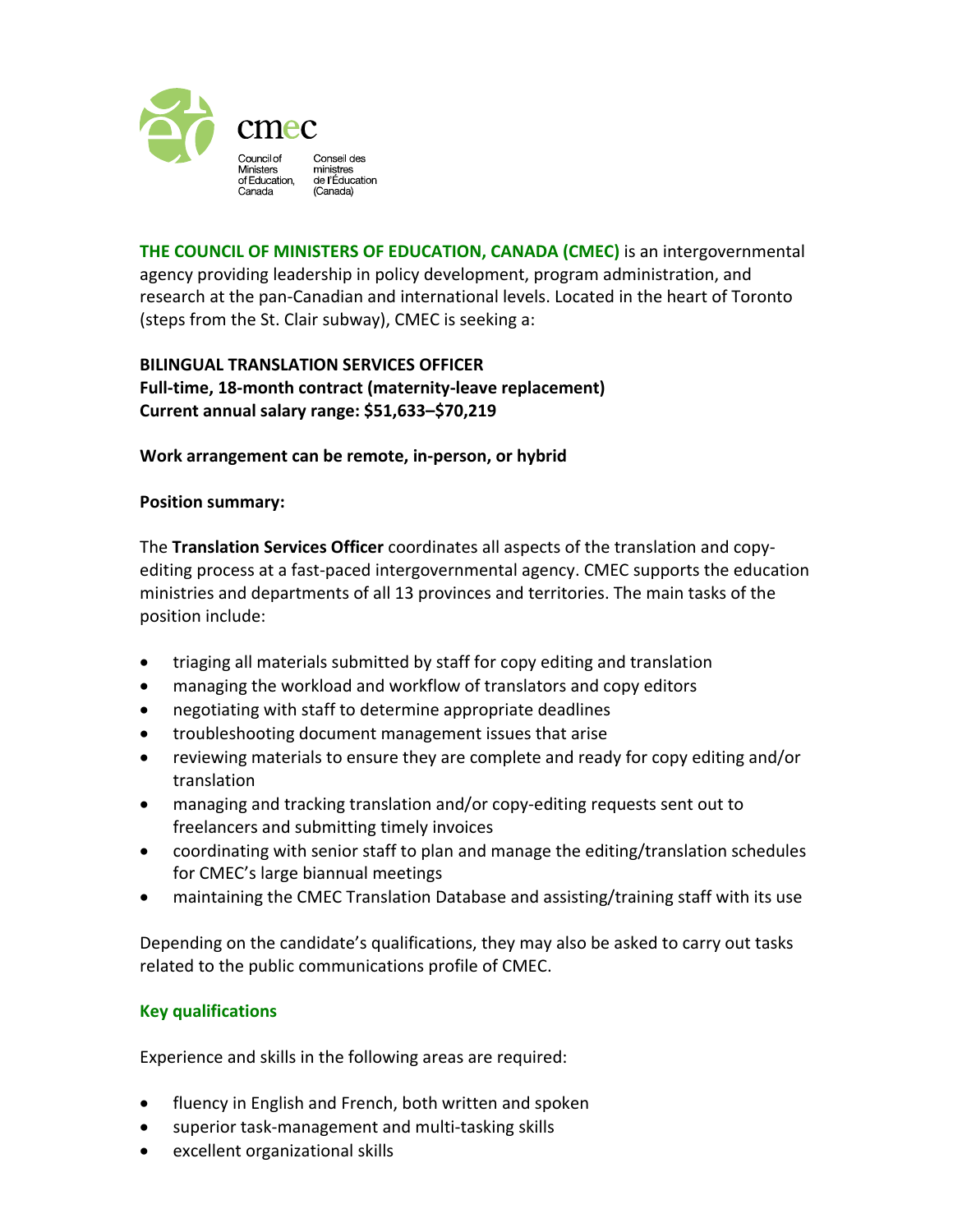cmec

Council of Ministers of Education, Canada

Conseil des ministres de l'Éducation (Canada)

**THE COUNCIL OF MINISTERS OF EDUCATION, CANADA (CMEC)** is an intergovernmental agency providing leadership in policy development, program administration, and research at the pan-Canadian and international levels. Located in the heart of Toronto (steps from the St. Clair subway), CMEC is seeking a:

**BILINGUAL TRANSLATION SERVICES OFFICER**
**Full-time, 18-month contract (maternity-leave replacement)**
**Current annual salary range: $51,633–$70,219**

**Work arrangement can be remote, in-person, or hybrid**

**Position summary:**

The **Translation Services Officer** coordinates all aspects of the translation and copy-editing process at a fast-paced intergovernmental agency. CMEC supports the education ministries and departments of all 13 provinces and territories. The main tasks of the position include:

- triaging all materials submitted by staff for copy editing and translation
- managing the workload and workflow of translators and copy editors
- negotiating with staff to determine appropriate deadlines
- troubleshooting document management issues that arise
- reviewing materials to ensure they are complete and ready for copy editing and/or translation
- managing and tracking translation and/or copy-editing requests sent out to freelancers and submitting timely invoices
- coordinating with senior staff to plan and manage the editing/translation schedules for CMEC's large biannual meetings
- maintaining the CMEC Translation Database and assisting/training staff with its use

Depending on the candidate's qualifications, they may also be asked to carry out tasks related to the public communications profile of CMEC.

## Key qualifications

Experience and skills in the following areas are required:

- fluency in English and French, both written and spoken
- superior task-management and multi-tasking skills
- excellent organizational skills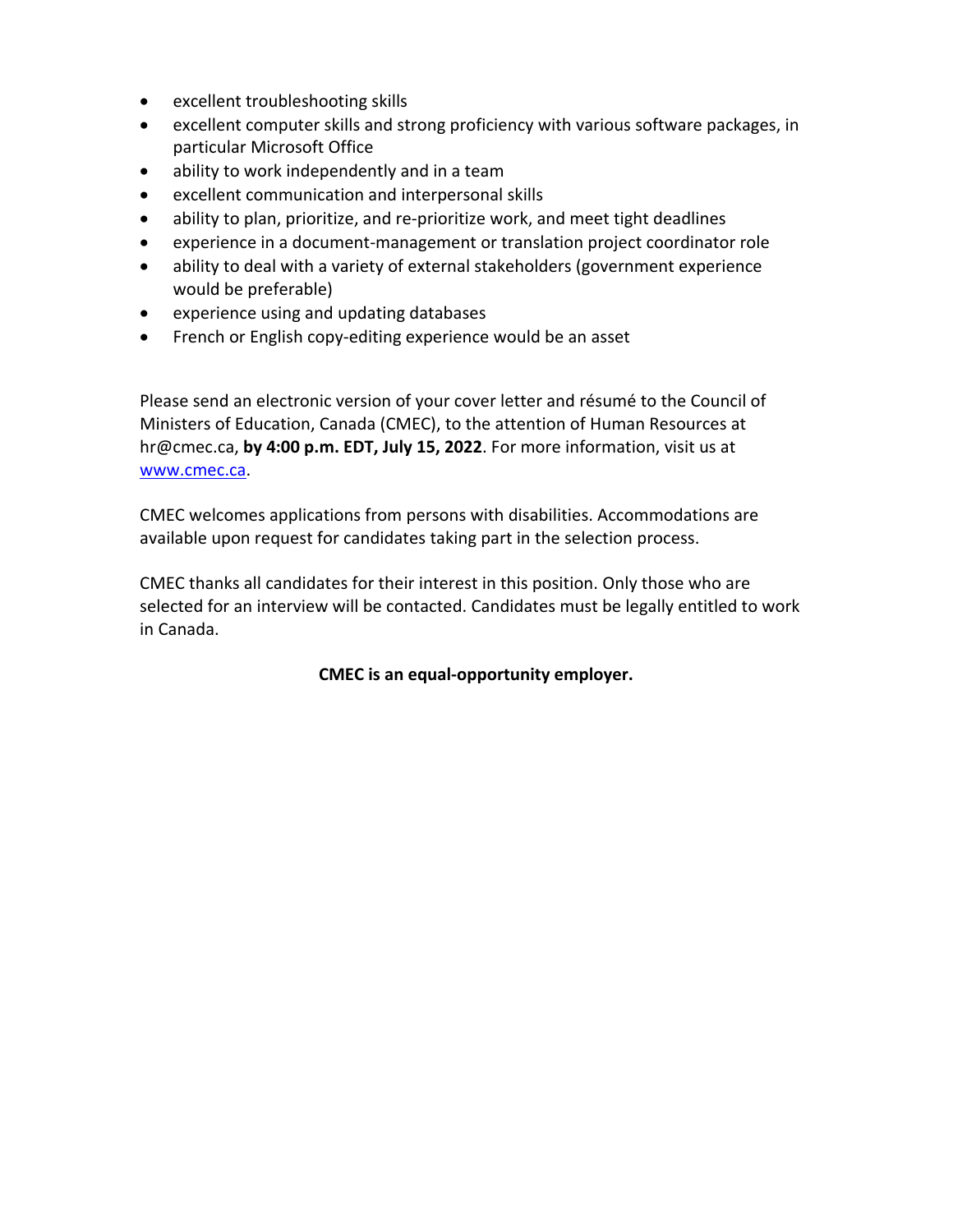- excellent troubleshooting skills
- excellent computer skills and strong proficiency with various software packages, in particular Microsoft Office
- ability to work independently and in a team
- excellent communication and interpersonal skills
- ability to plan, prioritize, and re-prioritize work, and meet tight deadlines
- experience in a document-management or translation project coordinator role
- ability to deal with a variety of external stakeholders (government experience would be preferable)
- experience using and updating databases
- French or English copy-editing experience would be an asset

Please send an electronic version of your cover letter and résumé to the Council of Ministers of Education, Canada (CMEC), to the attention of Human Resources at hr@cmec.ca, **by 4:00 p.m. EDT, July 15, 2022**. For more information, visit us at [www.cmec.ca](http://www.cmec.ca).

CMEC welcomes applications from persons with disabilities. Accommodations are available upon request for candidates taking part in the selection process.

CMEC thanks all candidates for their interest in this position. Only those who are selected for an interview will be contacted. Candidates must be legally entitled to work in Canada.

**CMEC is an equal-opportunity employer.**